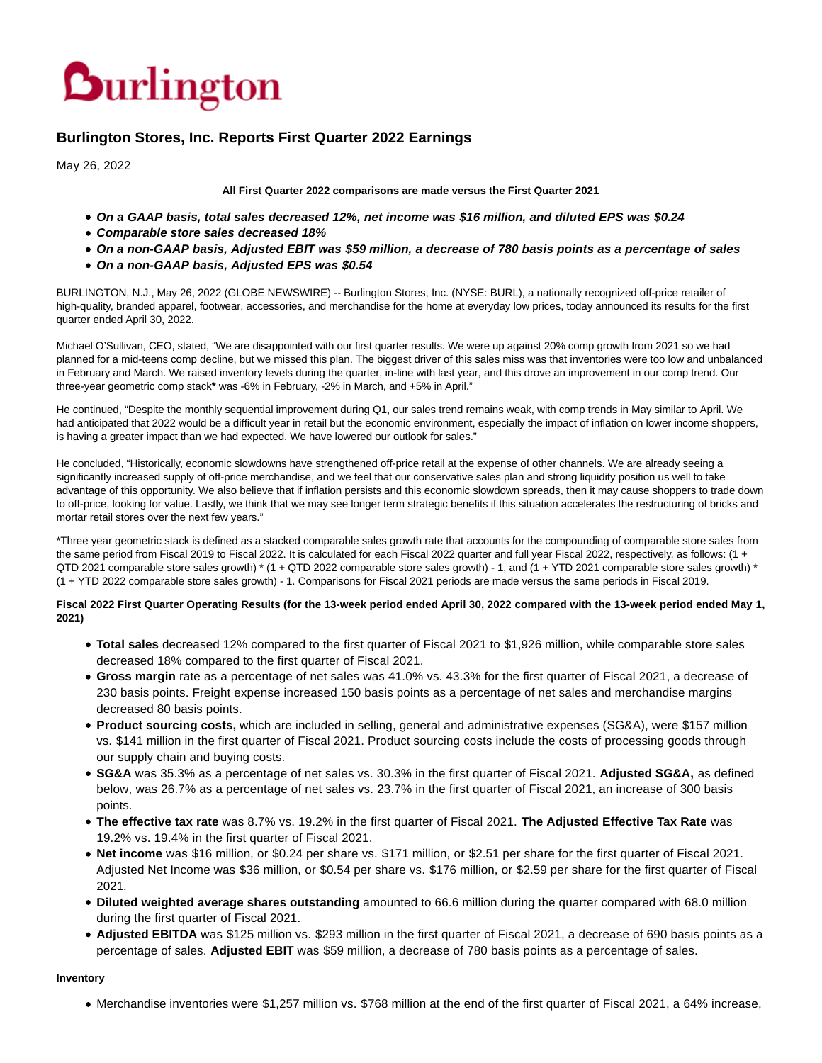# Burlington

## Burlington Stores, Inc. Reports First Quarter 2022 Earnings

May 26, 2022

**All First Quarter 2022 comparisons are made versus the First Quarter 2021**

- ***On a GAAP basis, total sales decreased 12%, net income was $16 million, and diluted EPS was $0.24***
- ***Comparable store sales decreased 18%***
- ***On a non-GAAP basis, Adjusted EBIT was $59 million, a decrease of 780 basis points as a percentage of sales***
- ***On a non-GAAP basis, Adjusted EPS was $0.54***

BURLINGTON, N.J., May 26, 2022 (GLOBE NEWSWIRE) -- Burlington Stores, Inc. (NYSE: BURL), a nationally recognized off-price retailer of high-quality, branded apparel, footwear, accessories, and merchandise for the home at everyday low prices, today announced its results for the first quarter ended April 30, 2022.

Michael O'Sullivan, CEO, stated, "We are disappointed with our first quarter results. We were up against 20% comp growth from 2021 so we had planned for a mid-teens comp decline, but we missed this plan. The biggest driver of this sales miss was that inventories were too low and unbalanced in February and March. We raised inventory levels during the quarter, in-line with last year, and this drove an improvement in our comp trend. Our three-year geometric comp stack**\*** was -6% in February, -2% in March, and +5% in April."

He continued, "Despite the monthly sequential improvement during Q1, our sales trend remains weak, with comp trends in May similar to April. We had anticipated that 2022 would be a difficult year in retail but the economic environment, especially the impact of inflation on lower income shoppers, is having a greater impact than we had expected. We have lowered our outlook for sales."

He concluded, "Historically, economic slowdowns have strengthened off-price retail at the expense of other channels. We are already seeing a significantly increased supply of off-price merchandise, and we feel that our conservative sales plan and strong liquidity position us well to take advantage of this opportunity. We also believe that if inflation persists and this economic slowdown spreads, then it may cause shoppers to trade down to off-price, looking for value. Lastly, we think that we may see longer term strategic benefits if this situation accelerates the restructuring of bricks and mortar retail stores over the next few years."

\*Three year geometric stack is defined as a stacked comparable sales growth rate that accounts for the compounding of comparable store sales from the same period from Fiscal 2019 to Fiscal 2022. It is calculated for each Fiscal 2022 quarter and full year Fiscal 2022, respectively, as follows: (1 + QTD 2021 comparable store sales growth) * (1 + QTD 2022 comparable store sales growth) - 1, and (1 + YTD 2021 comparable store sales growth) * (1 + YTD 2022 comparable store sales growth) - 1. Comparisons for Fiscal 2021 periods are made versus the same periods in Fiscal 2019.

**Fiscal 2022 First Quarter Operating Results (for the 13-week period ended April 30, 2022 compared with the 13-week period ended May 1, 2021)**

- **Total sales** decreased 12% compared to the first quarter of Fiscal 2021 to $1,926 million, while comparable store sales decreased 18% compared to the first quarter of Fiscal 2021.
- **Gross margin** rate as a percentage of net sales was 41.0% vs. 43.3% for the first quarter of Fiscal 2021, a decrease of 230 basis points. Freight expense increased 150 basis points as a percentage of net sales and merchandise margins decreased 80 basis points.
- **Product sourcing costs,** which are included in selling, general and administrative expenses (SG&A), were $157 million vs. $141 million in the first quarter of Fiscal 2021. Product sourcing costs include the costs of processing goods through our supply chain and buying costs.
- **SG&A** was 35.3% as a percentage of net sales vs. 30.3% in the first quarter of Fiscal 2021. **Adjusted SG&A,** as defined below, was 26.7% as a percentage of net sales vs. 23.7% in the first quarter of Fiscal 2021, an increase of 300 basis points.
- **The effective tax rate** was 8.7% vs. 19.2% in the first quarter of Fiscal 2021. **The Adjusted Effective Tax Rate** was 19.2% vs. 19.4% in the first quarter of Fiscal 2021.
- **Net income** was $16 million, or $0.24 per share vs. $171 million, or $2.51 per share for the first quarter of Fiscal 2021. Adjusted Net Income was $36 million, or $0.54 per share vs. $176 million, or $2.59 per share for the first quarter of Fiscal 2021.
- **Diluted weighted average shares outstanding** amounted to 66.6 million during the quarter compared with 68.0 million during the first quarter of Fiscal 2021.
- **Adjusted EBITDA** was $125 million vs. $293 million in the first quarter of Fiscal 2021, a decrease of 690 basis points as a percentage of sales. **Adjusted EBIT** was $59 million, a decrease of 780 basis points as a percentage of sales.

**Inventory**

- Merchandise inventories were $1,257 million vs. $768 million at the end of the first quarter of Fiscal 2021, a 64% increase,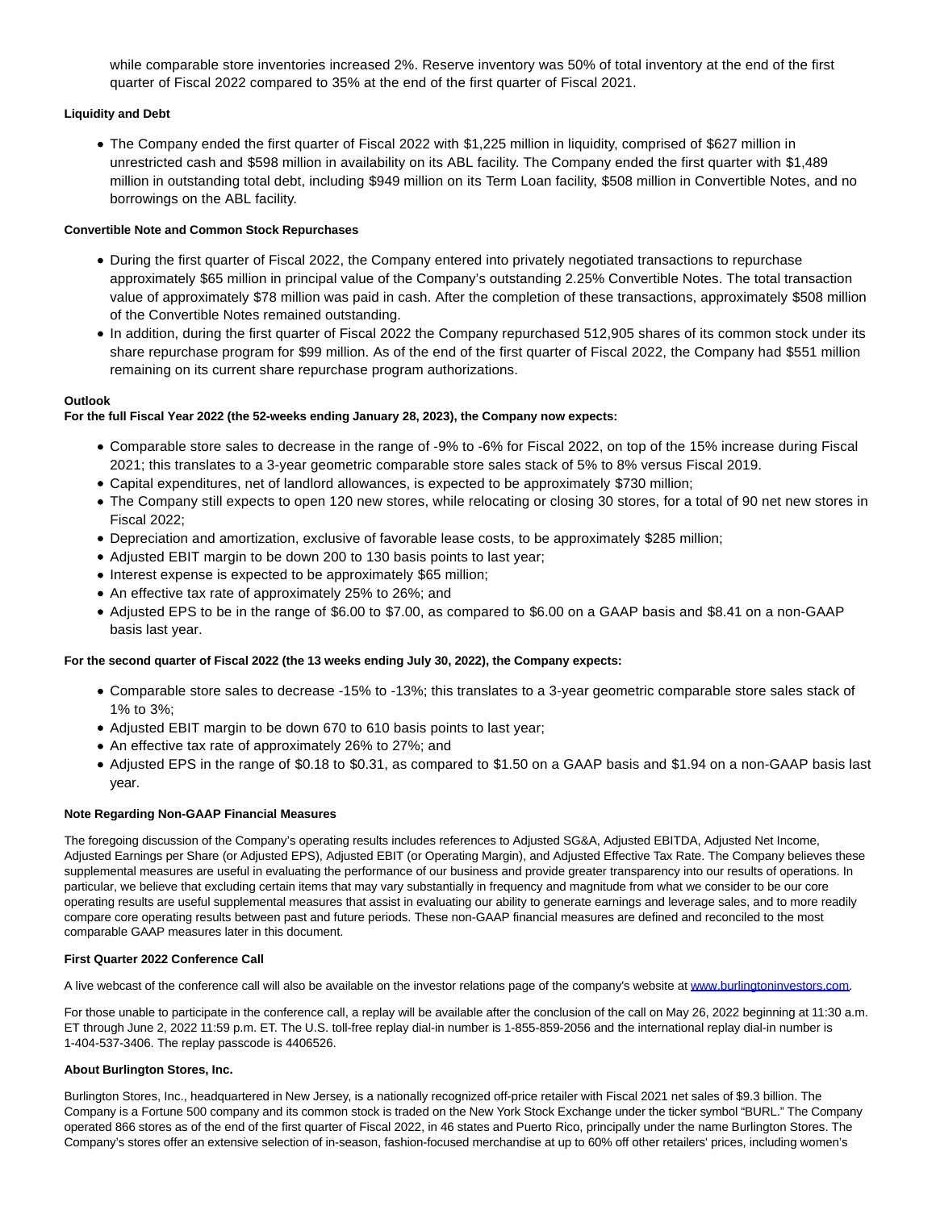while comparable store inventories increased 2%. Reserve inventory was 50% of total inventory at the end of the first quarter of Fiscal 2022 compared to 35% at the end of the first quarter of Fiscal 2021.

**Liquidity and Debt**

- The Company ended the first quarter of Fiscal 2022 with $1,225 million in liquidity, comprised of $627 million in unrestricted cash and $598 million in availability on its ABL facility. The Company ended the first quarter with $1,489 million in outstanding total debt, including $949 million on its Term Loan facility, $508 million in Convertible Notes, and no borrowings on the ABL facility.

**Convertible Note and Common Stock Repurchases**

- During the first quarter of Fiscal 2022, the Company entered into privately negotiated transactions to repurchase approximately $65 million in principal value of the Company's outstanding 2.25% Convertible Notes. The total transaction value of approximately $78 million was paid in cash. After the completion of these transactions, approximately $508 million of the Convertible Notes remained outstanding.
- In addition, during the first quarter of Fiscal 2022 the Company repurchased 512,905 shares of its common stock under its share repurchase program for $99 million. As of the end of the first quarter of Fiscal 2022, the Company had $551 million remaining on its current share repurchase program authorizations.

**Outlook**

**For the full Fiscal Year 2022 (the 52-weeks ending January 28, 2023), the Company now expects:**

- Comparable store sales to decrease in the range of -9% to -6% for Fiscal 2022, on top of the 15% increase during Fiscal 2021; this translates to a 3-year geometric comparable store sales stack of 5% to 8% versus Fiscal 2019.
- Capital expenditures, net of landlord allowances, is expected to be approximately $730 million;
- The Company still expects to open 120 new stores, while relocating or closing 30 stores, for a total of 90 net new stores in Fiscal 2022;
- Depreciation and amortization, exclusive of favorable lease costs, to be approximately $285 million;
- Adjusted EBIT margin to be down 200 to 130 basis points to last year;
- Interest expense is expected to be approximately $65 million;
- An effective tax rate of approximately 25% to 26%; and
- Adjusted EPS to be in the range of $6.00 to $7.00, as compared to $6.00 on a GAAP basis and $8.41 on a non-GAAP basis last year.

**For the second quarter of Fiscal 2022 (the 13 weeks ending July 30, 2022), the Company expects:**

- Comparable store sales to decrease -15% to -13%; this translates to a 3-year geometric comparable store sales stack of 1% to 3%;
- Adjusted EBIT margin to be down 670 to 610 basis points to last year;
- An effective tax rate of approximately 26% to 27%; and
- Adjusted EPS in the range of $0.18 to $0.31, as compared to $1.50 on a GAAP basis and $1.94 on a non-GAAP basis last year.

**Note Regarding Non-GAAP Financial Measures**

The foregoing discussion of the Company's operating results includes references to Adjusted SG&A, Adjusted EBITDA, Adjusted Net Income, Adjusted Earnings per Share (or Adjusted EPS), Adjusted EBIT (or Operating Margin), and Adjusted Effective Tax Rate. The Company believes these supplemental measures are useful in evaluating the performance of our business and provide greater transparency into our results of operations. In particular, we believe that excluding certain items that may vary substantially in frequency and magnitude from what we consider to be our core operating results are useful supplemental measures that assist in evaluating our ability to generate earnings and leverage sales, and to more readily compare core operating results between past and future periods. These non-GAAP financial measures are defined and reconciled to the most comparable GAAP measures later in this document.

**First Quarter 2022 Conference Call**

A live webcast of the conference call will also be available on the investor relations page of the company's website at www.burlingtoninvestors.com.

For those unable to participate in the conference call, a replay will be available after the conclusion of the call on May 26, 2022 beginning at 11:30 a.m. ET through June 2, 2022 11:59 p.m. ET. The U.S. toll-free replay dial-in number is 1-855-859-2056 and the international replay dial-in number is 1-404-537-3406. The replay passcode is 4406526.

**About Burlington Stores, Inc.**

Burlington Stores, Inc., headquartered in New Jersey, is a nationally recognized off-price retailer with Fiscal 2021 net sales of $9.3 billion. The Company is a Fortune 500 company and its common stock is traded on the New York Stock Exchange under the ticker symbol "BURL." The Company operated 866 stores as of the end of the first quarter of Fiscal 2022, in 46 states and Puerto Rico, principally under the name Burlington Stores. The Company's stores offer an extensive selection of in-season, fashion-focused merchandise at up to 60% off other retailers' prices, including women's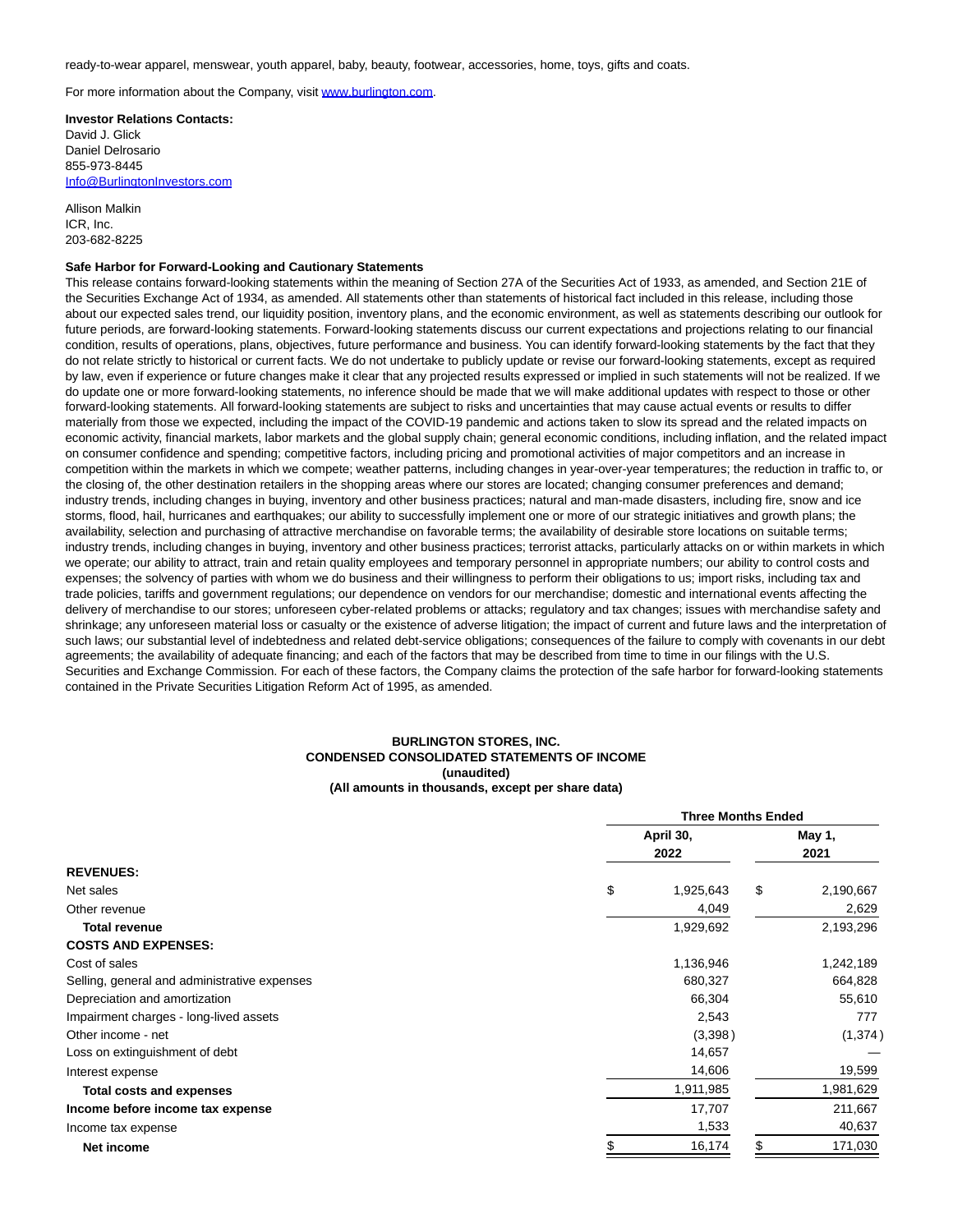ready-to-wear apparel, menswear, youth apparel, baby, beauty, footwear, accessories, home, toys, gifts and coats.

For more information about the Company, visit www.burlington.com.

**Investor Relations Contacts:**
David J. Glick
Daniel Delrosario
855-973-8445
Info@BurlingtonInvestors.com

Allison Malkin
ICR, Inc.
203-682-8225

**Safe Harbor for Forward-Looking and Cautionary Statements**
This release contains forward-looking statements within the meaning of Section 27A of the Securities Act of 1933, as amended, and Section 21E of the Securities Exchange Act of 1934, as amended. All statements other than statements of historical fact included in this release, including those about our expected sales trend, our liquidity position, inventory plans, and the economic environment, as well as statements describing our outlook for future periods, are forward-looking statements. Forward-looking statements discuss our current expectations and projections relating to our financial condition, results of operations, plans, objectives, future performance and business. You can identify forward-looking statements by the fact that they do not relate strictly to historical or current facts. We do not undertake to publicly update or revise our forward-looking statements, except as required by law, even if experience or future changes make it clear that any projected results expressed or implied in such statements will not be realized. If we do update one or more forward-looking statements, no inference should be made that we will make additional updates with respect to those or other forward-looking statements. All forward-looking statements are subject to risks and uncertainties that may cause actual events or results to differ materially from those we expected, including the impact of the COVID-19 pandemic and actions taken to slow its spread and the related impacts on economic activity, financial markets, labor markets and the global supply chain; general economic conditions, including inflation, and the related impact on consumer confidence and spending; competitive factors, including pricing and promotional activities of major competitors and an increase in competition within the markets in which we compete; weather patterns, including changes in year-over-year temperatures; the reduction in traffic to, or the closing of, the other destination retailers in the shopping areas where our stores are located; changing consumer preferences and demand; industry trends, including changes in buying, inventory and other business practices; natural and man-made disasters, including fire, snow and ice storms, flood, hail, hurricanes and earthquakes; our ability to successfully implement one or more of our strategic initiatives and growth plans; the availability, selection and purchasing of attractive merchandise on favorable terms; the availability of desirable store locations on suitable terms; industry trends, including changes in buying, inventory and other business practices; terrorist attacks, particularly attacks on or within markets in which we operate; our ability to attract, train and retain quality employees and temporary personnel in appropriate numbers; our ability to control costs and expenses; the solvency of parties with whom we do business and their willingness to perform their obligations to us; import risks, including tax and trade policies, tariffs and government regulations; our dependence on vendors for our merchandise; domestic and international events affecting the delivery of merchandise to our stores; unforeseen cyber-related problems or attacks; regulatory and tax changes; issues with merchandise safety and shrinkage; any unforeseen material loss or casualty or the existence of adverse litigation; the impact of current and future laws and the interpretation of such laws; our substantial level of indebtedness and related debt-service obligations; consequences of the failure to comply with covenants in our debt agreements; the availability of adequate financing; and each of the factors that may be described from time to time in our filings with the U.S. Securities and Exchange Commission. For each of these factors, the Company claims the protection of the safe harbor for forward-looking statements contained in the Private Securities Litigation Reform Act of 1995, as amended.

**BURLINGTON STORES, INC.**
**CONDENSED CONSOLIDATED STATEMENTS OF INCOME**
**(unaudited)**
**(All amounts in thousands, except per share data)**

| | Three Months Ended | |
|---|---|---|
| | April 30, 2022 | May 1, 2021 |
| **REVENUES:** | | |
| Net sales | $ 1,925,643 | $ 2,190,667 |
| Other revenue | 4,049 | 2,629 |
| **Total revenue** | 1,929,692 | 2,193,296 |
| **COSTS AND EXPENSES:** | | |
| Cost of sales | 1,136,946 | 1,242,189 |
| Selling, general and administrative expenses | 680,327 | 664,828 |
| Depreciation and amortization | 66,304 | 55,610 |
| Impairment charges - long-lived assets | 2,543 | 777 |
| Other income - net | (3,398) | (1,374) |
| Loss on extinguishment of debt | 14,657 | — |
| Interest expense | 14,606 | 19,599 |
| **Total costs and expenses** | 1,911,985 | 1,981,629 |
| **Income before income tax expense** | 17,707 | 211,667 |
| Income tax expense | 1,533 | 40,637 |
| **Net income** | $ 16,174 | $ 171,030 |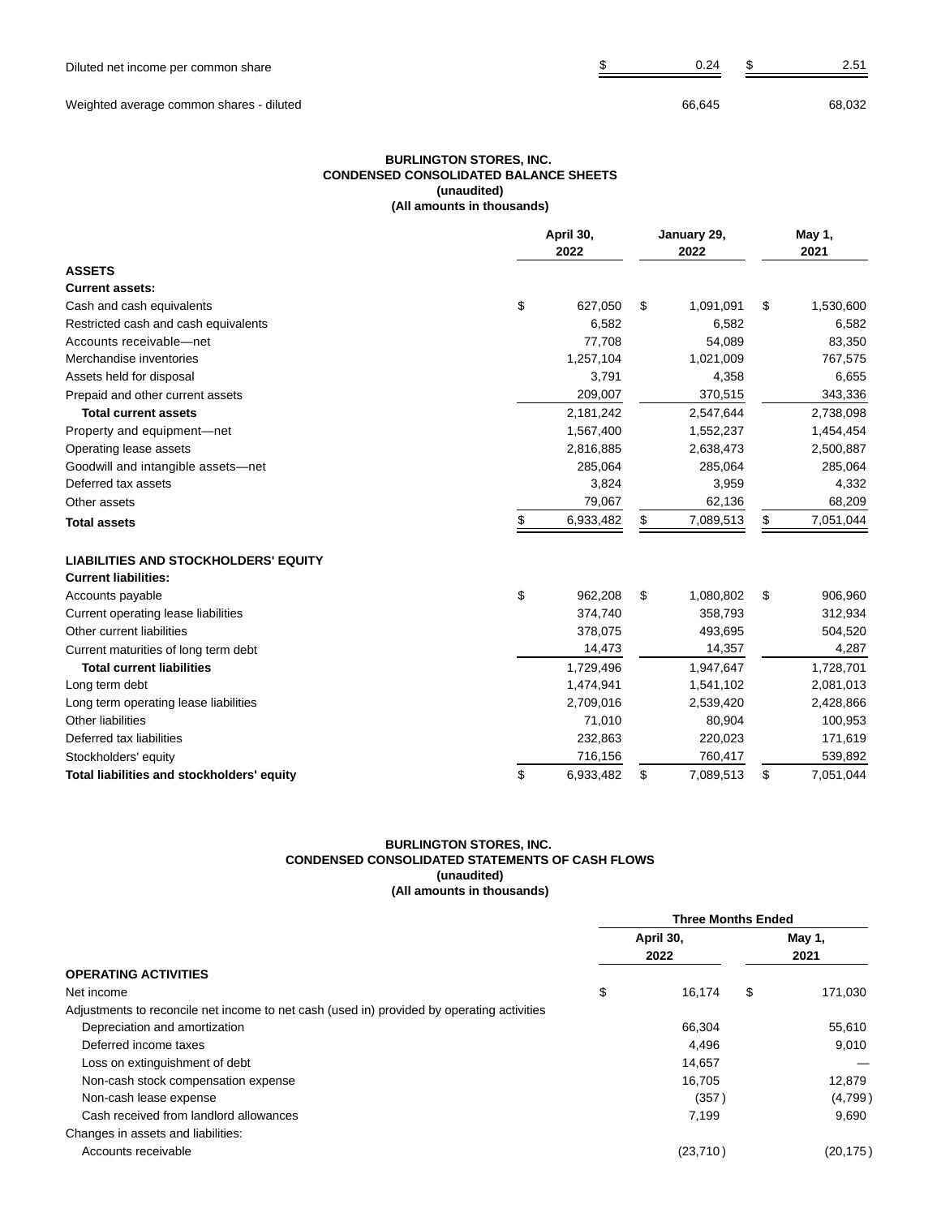| | | |
|---|---|---|
| Diluted net income per common share | $ 0.24 | $ 2.51 |
| Weighted average common shares - diluted | 66,645 | 68,032 |

**BURLINGTON STORES, INC.**
**CONDENSED CONSOLIDATED BALANCE SHEETS**
**(unaudited)**
**(All amounts in thousands)**

| | April 30, 2022 | January 29, 2022 | May 1, 2021 |
|---|---|---|---|
| **ASSETS** | | | |
| **Current assets:** | | | |
| Cash and cash equivalents | $ 627,050 | $ 1,091,091 | $ 1,530,600 |
| Restricted cash and cash equivalents | 6,582 | 6,582 | 6,582 |
| Accounts receivable—net | 77,708 | 54,089 | 83,350 |
| Merchandise inventories | 1,257,104 | 1,021,009 | 767,575 |
| Assets held for disposal | 3,791 | 4,358 | 6,655 |
| Prepaid and other current assets | 209,007 | 370,515 | 343,336 |
| **Total current assets** | 2,181,242 | 2,547,644 | 2,738,098 |
| Property and equipment—net | 1,567,400 | 1,552,237 | 1,454,454 |
| Operating lease assets | 2,816,885 | 2,638,473 | 2,500,887 |
| Goodwill and intangible assets—net | 285,064 | 285,064 | 285,064 |
| Deferred tax assets | 3,824 | 3,959 | 4,332 |
| Other assets | 79,067 | 62,136 | 68,209 |
| **Total assets** | $ 6,933,482 | $ 7,089,513 | $ 7,051,044 |
| **LIABILITIES AND STOCKHOLDERS' EQUITY** | | | |
| **Current liabilities:** | | | |
| Accounts payable | $ 962,208 | $ 1,080,802 | $ 906,960 |
| Current operating lease liabilities | 374,740 | 358,793 | 312,934 |
| Other current liabilities | 378,075 | 493,695 | 504,520 |
| Current maturities of long term debt | 14,473 | 14,357 | 4,287 |
| **Total current liabilities** | 1,729,496 | 1,947,647 | 1,728,701 |
| Long term debt | 1,474,941 | 1,541,102 | 2,081,013 |
| Long term operating lease liabilities | 2,709,016 | 2,539,420 | 2,428,866 |
| Other liabilities | 71,010 | 80,904 | 100,953 |
| Deferred tax liabilities | 232,863 | 220,023 | 171,619 |
| Stockholders' equity | 716,156 | 760,417 | 539,892 |
| **Total liabilities and stockholders' equity** | $ 6,933,482 | $ 7,089,513 | $ 7,051,044 |

**BURLINGTON STORES, INC.**
**CONDENSED CONSOLIDATED STATEMENTS OF CASH FLOWS**
**(unaudited)**
**(All amounts in thousands)**

| | Three Months Ended | |
|---|---|---|
| | April 30, 2022 | May 1, 2021 |
| **OPERATING ACTIVITIES** | | |
| Net income | $ 16,174 | $ 171,030 |
| Adjustments to reconcile net income to net cash (used in) provided by operating activities | | |
| Depreciation and amortization | 66,304 | 55,610 |
| Deferred income taxes | 4,496 | 9,010 |
| Loss on extinguishment of debt | 14,657 | — |
| Non-cash stock compensation expense | 16,705 | 12,879 |
| Non-cash lease expense | (357) | (4,799) |
| Cash received from landlord allowances | 7,199 | 9,690 |
| Changes in assets and liabilities: | | |
| Accounts receivable | (23,710) | (20,175) |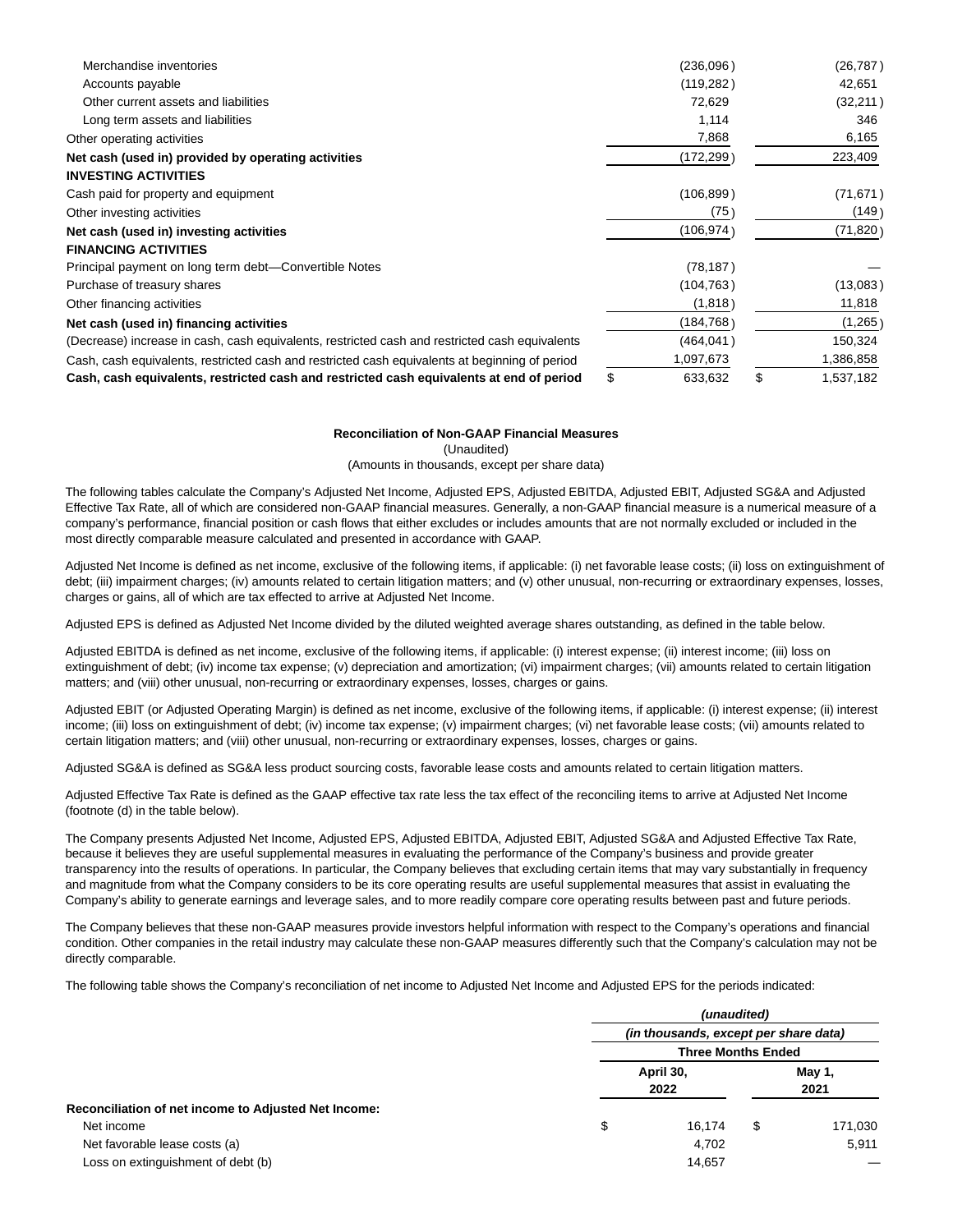| | | |
|---|---|---|
| Merchandise inventories | (236,096) | (26,787) |
| Accounts payable | (119,282) | 42,651 |
| Other current assets and liabilities | 72,629 | (32,211) |
| Long term assets and liabilities | 1,114 | 346 |
| Other operating activities | 7,868 | 6,165 |
| **Net cash (used in) provided by operating activities** | (172,299) | 223,409 |
| **INVESTING ACTIVITIES** | | |
| Cash paid for property and equipment | (106,899) | (71,671) |
| Other investing activities | (75) | (149) |
| **Net cash (used in) investing activities** | (106,974) | (71,820) |
| **FINANCING ACTIVITIES** | | |
| Principal payment on long term debt—Convertible Notes | (78,187) | — |
| Purchase of treasury shares | (104,763) | (13,083) |
| Other financing activities | (1,818) | 11,818 |
| **Net cash (used in) financing activities** | (184,768) | (1,265) |
| (Decrease) increase in cash, cash equivalents, restricted cash and restricted cash equivalents | (464,041) | 150,324 |
| Cash, cash equivalents, restricted cash and restricted cash equivalents at beginning of period | 1,097,673 | 1,386,858 |
| **Cash, cash equivalents, restricted cash and restricted cash equivalents at end of period** | $ 633,632 | $ 1,537,182 |

**Reconciliation of Non-GAAP Financial Measures**

(Unaudited)

(Amounts in thousands, except per share data)

The following tables calculate the Company's Adjusted Net Income, Adjusted EPS, Adjusted EBITDA, Adjusted EBIT, Adjusted SG&A and Adjusted Effective Tax Rate, all of which are considered non-GAAP financial measures. Generally, a non-GAAP financial measure is a numerical measure of a company's performance, financial position or cash flows that either excludes or includes amounts that are not normally excluded or included in the most directly comparable measure calculated and presented in accordance with GAAP.

Adjusted Net Income is defined as net income, exclusive of the following items, if applicable: (i) net favorable lease costs; (ii) loss on extinguishment of debt; (iii) impairment charges; (iv) amounts related to certain litigation matters; and (v) other unusual, non-recurring or extraordinary expenses, losses, charges or gains, all of which are tax effected to arrive at Adjusted Net Income.

Adjusted EPS is defined as Adjusted Net Income divided by the diluted weighted average shares outstanding, as defined in the table below.

Adjusted EBITDA is defined as net income, exclusive of the following items, if applicable: (i) interest expense; (ii) interest income; (iii) loss on extinguishment of debt; (iv) income tax expense; (v) depreciation and amortization; (vi) impairment charges; (vii) amounts related to certain litigation matters; and (viii) other unusual, non-recurring or extraordinary expenses, losses, charges or gains.

Adjusted EBIT (or Adjusted Operating Margin) is defined as net income, exclusive of the following items, if applicable: (i) interest expense; (ii) interest income; (iii) loss on extinguishment of debt; (iv) income tax expense; (v) impairment charges; (vi) net favorable lease costs; (vii) amounts related to certain litigation matters; and (viii) other unusual, non-recurring or extraordinary expenses, losses, charges or gains.

Adjusted SG&A is defined as SG&A less product sourcing costs, favorable lease costs and amounts related to certain litigation matters.

Adjusted Effective Tax Rate is defined as the GAAP effective tax rate less the tax effect of the reconciling items to arrive at Adjusted Net Income (footnote (d) in the table below).

The Company presents Adjusted Net Income, Adjusted EPS, Adjusted EBITDA, Adjusted EBIT, Adjusted SG&A and Adjusted Effective Tax Rate, because it believes they are useful supplemental measures in evaluating the performance of the Company's business and provide greater transparency into the results of operations. In particular, the Company believes that excluding certain items that may vary substantially in frequency and magnitude from what the Company considers to be its core operating results are useful supplemental measures that assist in evaluating the Company's ability to generate earnings and leverage sales, and to more readily compare core operating results between past and future periods.

The Company believes that these non-GAAP measures provide investors helpful information with respect to the Company's operations and financial condition. Other companies in the retail industry may calculate these non-GAAP measures differently such that the Company's calculation may not be directly comparable.

The following table shows the Company's reconciliation of net income to Adjusted Net Income and Adjusted EPS for the periods indicated:

| | *(unaudited)* | |
|---|---|---|
| | *(in thousands, except per share data)* | |
| | **Three Months Ended** | |
| | **April 30, 2022** | **May 1, 2021** |
| **Reconciliation of net income to Adjusted Net Income:** | | |
| Net income | $ 16,174 | $ 171,030 |
| Net favorable lease costs (a) | 4,702 | 5,911 |
| Loss on extinguishment of debt (b) | 14,657 | — |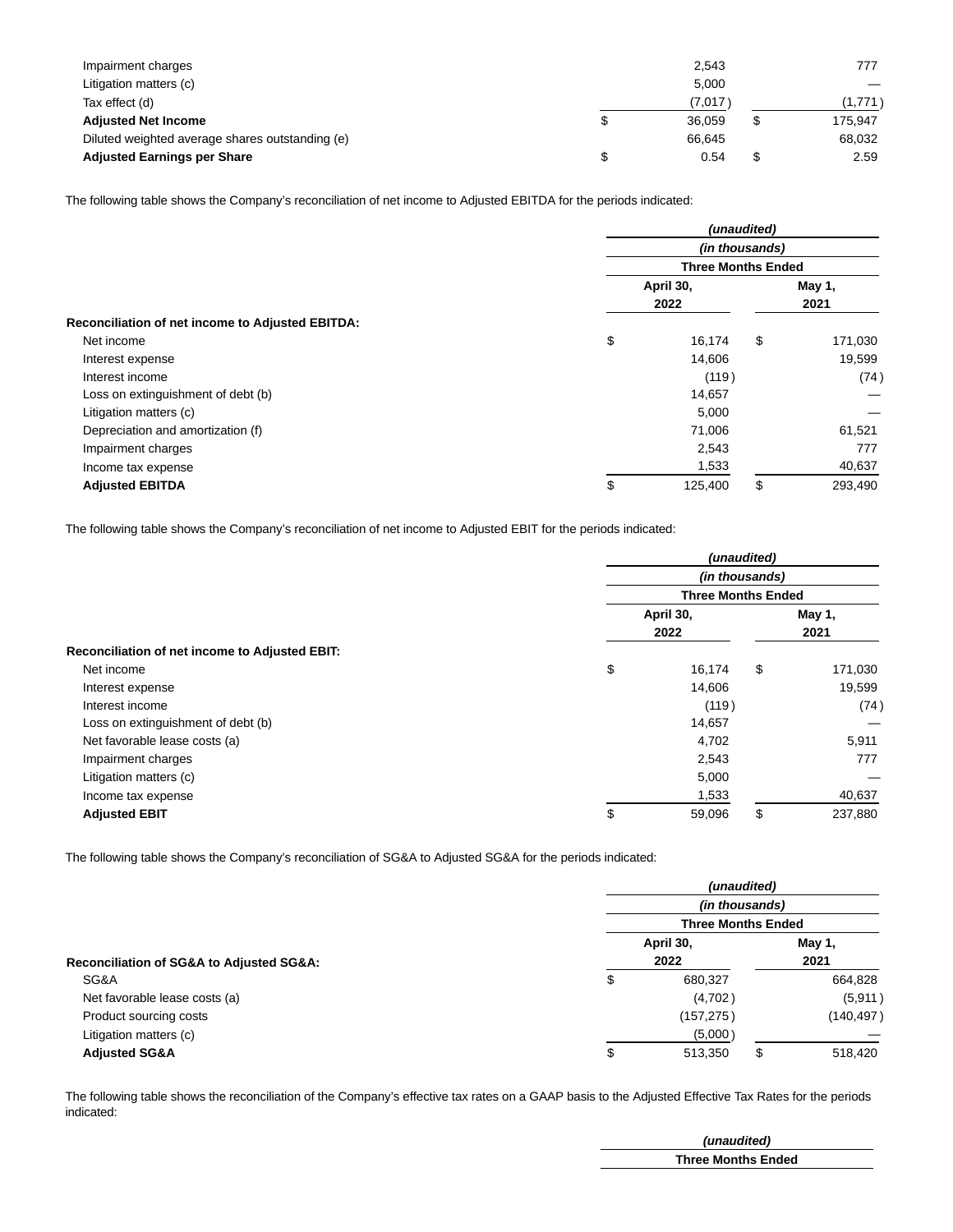| | | | | |
|---|---|---|---|---|
| Impairment charges | | 2,543 | | 777 |
| Litigation matters (c) | | 5,000 | | — |
| Tax effect (d) | | (7,017) | | (1,771) |
| **Adjusted Net Income** | $ | 36,059 | $ | 175,947 |
| Diluted weighted average shares outstanding (e) | | 66,645 | | 68,032 |
| **Adjusted Earnings per Share** | $ | 0.54 | $ | 2.59 |

The following table shows the Company's reconciliation of net income to Adjusted EBITDA for the periods indicated:

| | *(unaudited)* | | | |
|---|---|---|---|---|
| | *(in thousands)* | | | |
| | **Three Months Ended** | | | |
| | **April 30, 2022** | | **May 1, 2021** | |
| **Reconciliation of net income to Adjusted EBITDA:** | | | | |
| Net income | $ | 16,174 | $ | 171,030 |
| Interest expense | | 14,606 | | 19,599 |
| Interest income | | (119) | | (74) |
| Loss on extinguishment of debt (b) | | 14,657 | | — |
| Litigation matters (c) | | 5,000 | | — |
| Depreciation and amortization (f) | | 71,006 | | 61,521 |
| Impairment charges | | 2,543 | | 777 |
| Income tax expense | | 1,533 | | 40,637 |
| **Adjusted EBITDA** | $ | 125,400 | $ | 293,490 |

The following table shows the Company's reconciliation of net income to Adjusted EBIT for the periods indicated:

| | *(unaudited)* | | | |
|---|---|---|---|---|
| | *(in thousands)* | | | |
| | **Three Months Ended** | | | |
| | **April 30, 2022** | | **May 1, 2021** | |
| **Reconciliation of net income to Adjusted EBIT:** | | | | |
| Net income | $ | 16,174 | $ | 171,030 |
| Interest expense | | 14,606 | | 19,599 |
| Interest income | | (119) | | (74) |
| Loss on extinguishment of debt (b) | | 14,657 | | — |
| Net favorable lease costs (a) | | 4,702 | | 5,911 |
| Impairment charges | | 2,543 | | 777 |
| Litigation matters (c) | | 5,000 | | — |
| Income tax expense | | 1,533 | | 40,637 |
| **Adjusted EBIT** | $ | 59,096 | $ | 237,880 |

The following table shows the Company's reconciliation of SG&A to Adjusted SG&A for the periods indicated:

| | *(unaudited)* | | | |
|---|---|---|---|---|
| | *(in thousands)* | | | |
| | **Three Months Ended** | | | |
| **Reconciliation of SG&A to Adjusted SG&A:** | **April 30, 2022** | | **May 1, 2021** | |
| SG&A | $ | 680,327 | | 664,828 |
| Net favorable lease costs (a) | | (4,702) | | (5,911) |
| Product sourcing costs | | (157,275) | | (140,497) |
| Litigation matters (c) | | (5,000) | | — |
| **Adjusted SG&A** | $ | 513,350 | $ | 518,420 |

The following table shows the reconciliation of the Company's effective tax rates on a GAAP basis to the Adjusted Effective Tax Rates for the periods indicated:

| | *(unaudited)* |
|---|---|
| | **Three Months Ended** |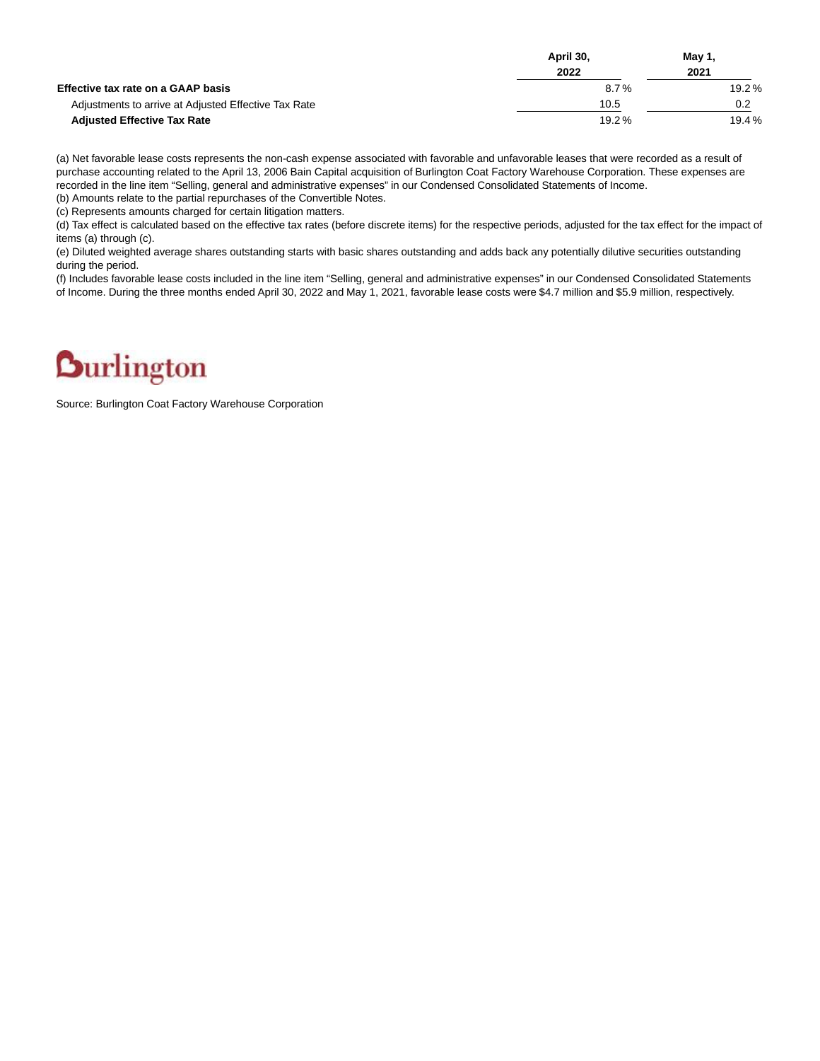| | April 30, 2022 | May 1, 2021 |
|---|---|---|
| **Effective tax rate on a GAAP basis** | 8.7 % | 19.2 % |
| Adjustments to arrive at Adjusted Effective Tax Rate | 10.5 | 0.2 |
| **Adjusted Effective Tax Rate** | 19.2 % | 19.4 % |

(a) Net favorable lease costs represents the non-cash expense associated with favorable and unfavorable leases that were recorded as a result of purchase accounting related to the April 13, 2006 Bain Capital acquisition of Burlington Coat Factory Warehouse Corporation. These expenses are recorded in the line item "Selling, general and administrative expenses" in our Condensed Consolidated Statements of Income.
(b) Amounts relate to the partial repurchases of the Convertible Notes.
(c) Represents amounts charged for certain litigation matters.
(d) Tax effect is calculated based on the effective tax rates (before discrete items) for the respective periods, adjusted for the tax effect for the impact of items (a) through (c).
(e) Diluted weighted average shares outstanding starts with basic shares outstanding and adds back any potentially dilutive securities outstanding during the period.
(f) Includes favorable lease costs included in the line item "Selling, general and administrative expenses" in our Condensed Consolidated Statements of Income. During the three months ended April 30, 2022 and May 1, 2021, favorable lease costs were $4.7 million and $5.9 million, respectively.

Burlington

Source: Burlington Coat Factory Warehouse Corporation